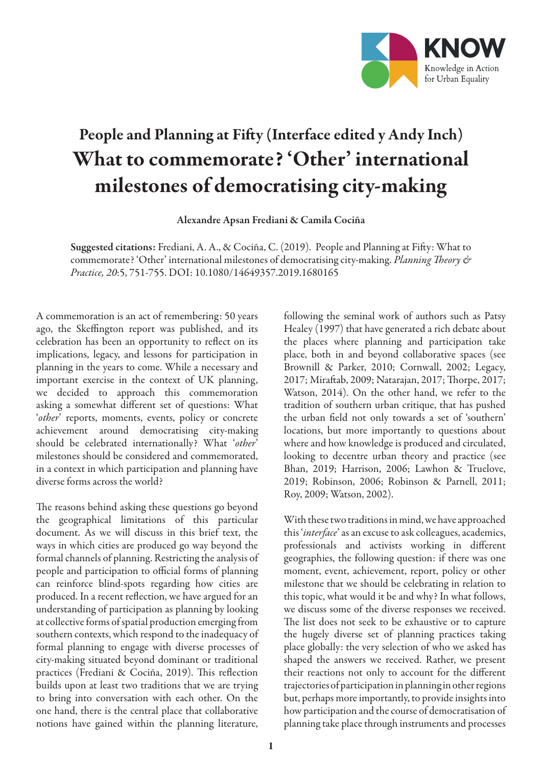KNOW

Knowledge in Action for Urban Equality

## People and Planning at Fifty (Interface edited y Andy Inch)

# What to commemorate? 'Other' international milestones of democratising city-making

Alexandre Apsan Frediani & Camila Cociña

**Suggested citations:** Frediani, A. A., & Cociña, C. (2019). People and Planning at Fifty: What to commemorate? 'Other' international milestones of democratising city-making. *Planning Theory & Practice, 20*:5, 751-755. DOI: 10.1080/14649357.2019.1680165

A commemoration is an act of remembering: 50 years ago, the Skeffington report was published, and its celebration has been an opportunity to reflect on its implications, legacy, and lessons for participation in planning in the years to come. While a necessary and important exercise in the context of UK planning, we decided to approach this commemoration asking a somewhat different set of questions: What '*other*' reports, moments, events, policy or concrete achievement around democratising city-making should be celebrated internationally? What '*other*' milestones should be considered and commemorated, in a context in which participation and planning have diverse forms across the world?

The reasons behind asking these questions go beyond the geographical limitations of this particular document. As we will discuss in this brief text, the ways in which cities are produced go way beyond the formal channels of planning. Restricting the analysis of people and participation to official forms of planning can reinforce blind-spots regarding how cities are produced. In a recent reflection, we have argued for an understanding of participation as planning by looking at collective forms of spatial production emerging from southern contexts, which respond to the inadequacy of formal planning to engage with diverse processes of city-making situated beyond dominant or traditional practices (Frediani & Cociña, 2019). This reflection builds upon at least two traditions that we are trying to bring into conversation with each other. On the one hand, there is the central place that collaborative notions have gained within the planning literature, following the seminal work of authors such as Patsy Healey (1997) that have generated a rich debate about the places where planning and participation take place, both in and beyond collaborative spaces (see Brownill & Parker, 2010; Cornwall, 2002; Legacy, 2017; Miraftab, 2009; Natarajan, 2017; Thorpe, 2017; Watson, 2014). On the other hand, we refer to the tradition of southern urban critique, that has pushed the urban field not only towards a set of 'southern' locations, but more importantly to questions about where and how knowledge is produced and circulated, looking to decentre urban theory and practice (see Bhan, 2019; Harrison, 2006; Lawhon & Truelove, 2019; Robinson, 2006; Robinson & Parnell, 2011; Roy, 2009; Watson, 2002).

With these two traditions in mind, we have approached this '*interface*' as an excuse to ask colleagues, academics, professionals and activists working in different geographies, the following question: if there was one moment, event, achievement, report, policy or other milestone that we should be celebrating in relation to this topic, what would it be and why? In what follows, we discuss some of the diverse responses we received. The list does not seek to be exhaustive or to capture the hugely diverse set of planning practices taking place globally: the very selection of who we asked has shaped the answers we received. Rather, we present their reactions not only to account for the different trajectories of participation in planning in other regions but, perhaps more importantly, to provide insights into how participation and the course of democratisation of planning take place through instruments and processes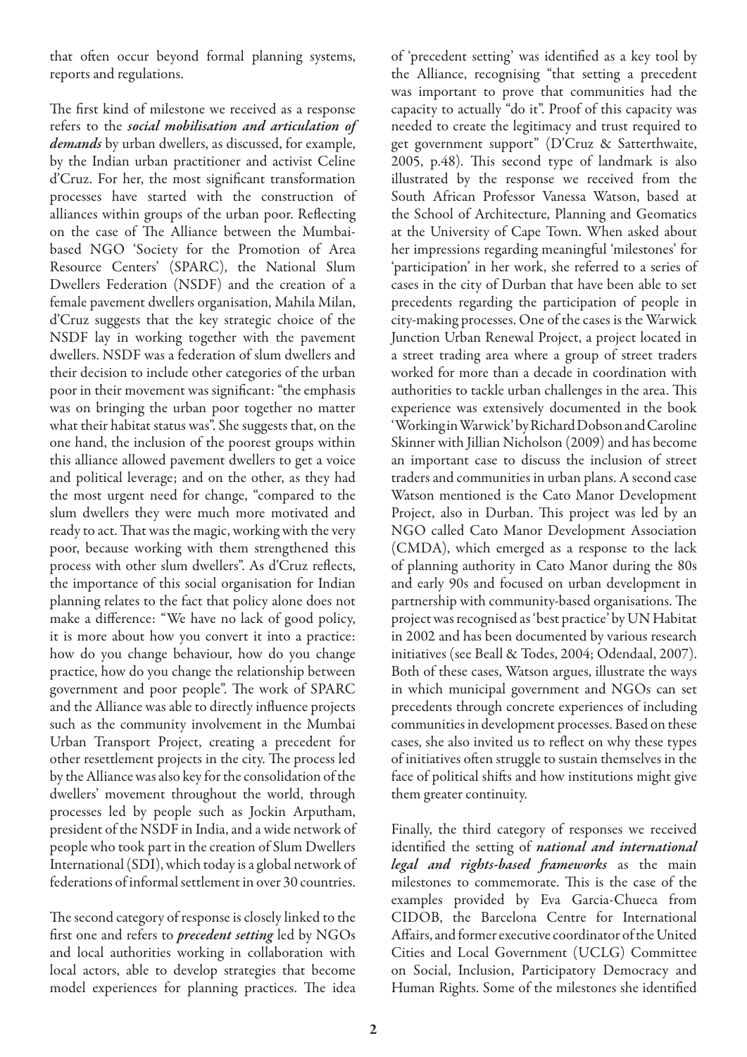that often occur beyond formal planning systems, reports and regulations.

The first kind of milestone we received as a response refers to the ***social mobilisation and articulation of demands*** by urban dwellers, as discussed, for example, by the Indian urban practitioner and activist Celine d'Cruz. For her, the most significant transformation processes have started with the construction of alliances within groups of the urban poor. Reflecting on the case of The Alliance between the Mumbai-based NGO 'Society for the Promotion of Area Resource Centers' (SPARC), the National Slum Dwellers Federation (NSDF) and the creation of a female pavement dwellers organisation, Mahila Milan, d'Cruz suggests that the key strategic choice of the NSDF lay in working together with the pavement dwellers. NSDF was a federation of slum dwellers and their decision to include other categories of the urban poor in their movement was significant: "the emphasis was on bringing the urban poor together no matter what their habitat status was". She suggests that, on the one hand, the inclusion of the poorest groups within this alliance allowed pavement dwellers to get a voice and political leverage; and on the other, as they had the most urgent need for change, "compared to the slum dwellers they were much more motivated and ready to act. That was the magic, working with the very poor, because working with them strengthened this process with other slum dwellers". As d'Cruz reflects, the importance of this social organisation for Indian planning relates to the fact that policy alone does not make a difference: "We have no lack of good policy, it is more about how you convert it into a practice: how do you change behaviour, how do you change practice, how do you change the relationship between government and poor people". The work of SPARC and the Alliance was able to directly influence projects such as the community involvement in the Mumbai Urban Transport Project, creating a precedent for other resettlement projects in the city. The process led by the Alliance was also key for the consolidation of the dwellers' movement throughout the world, through processes led by people such as Jockin Arputham, president of the NSDF in India, and a wide network of people who took part in the creation of Slum Dwellers International (SDI), which today is a global network of federations of informal settlement in over 30 countries.

The second category of response is closely linked to the first one and refers to ***precedent setting*** led by NGOs and local authorities working in collaboration with local actors, able to develop strategies that become model experiences for planning practices. The idea of 'precedent setting' was identified as a key tool by the Alliance, recognising "that setting a precedent was important to prove that communities had the capacity to actually "do it". Proof of this capacity was needed to create the legitimacy and trust required to get government support" (D'Cruz & Satterthwaite, 2005, p.48). This second type of landmark is also illustrated by the response we received from the South African Professor Vanessa Watson, based at the School of Architecture, Planning and Geomatics at the University of Cape Town. When asked about her impressions regarding meaningful 'milestones' for 'participation' in her work, she referred to a series of cases in the city of Durban that have been able to set precedents regarding the participation of people in city-making processes. One of the cases is the Warwick Junction Urban Renewal Project, a project located in a street trading area where a group of street traders worked for more than a decade in coordination with authorities to tackle urban challenges in the area. This experience was extensively documented in the book 'Working in Warwick' by Richard Dobson and Caroline Skinner with Jillian Nicholson (2009) and has become an important case to discuss the inclusion of street traders and communities in urban plans. A second case Watson mentioned is the Cato Manor Development Project, also in Durban. This project was led by an NGO called Cato Manor Development Association (CMDA), which emerged as a response to the lack of planning authority in Cato Manor during the 80s and early 90s and focused on urban development in partnership with community-based organisations. The project was recognised as 'best practice' by UN Habitat in 2002 and has been documented by various research initiatives (see Beall & Todes, 2004; Odendaal, 2007). Both of these cases, Watson argues, illustrate the ways in which municipal government and NGOs can set precedents through concrete experiences of including communities in development processes. Based on these cases, she also invited us to reflect on why these types of initiatives often struggle to sustain themselves in the face of political shifts and how institutions might give them greater continuity.

Finally, the third category of responses we received identified the setting of ***national and international legal and rights-based frameworks*** as the main milestones to commemorate. This is the case of the examples provided by Eva Garcia-Chueca from CIDOB, the Barcelona Centre for International Affairs, and former executive coordinator of the United Cities and Local Government (UCLG) Committee on Social, Inclusion, Participatory Democracy and Human Rights. Some of the milestones she identified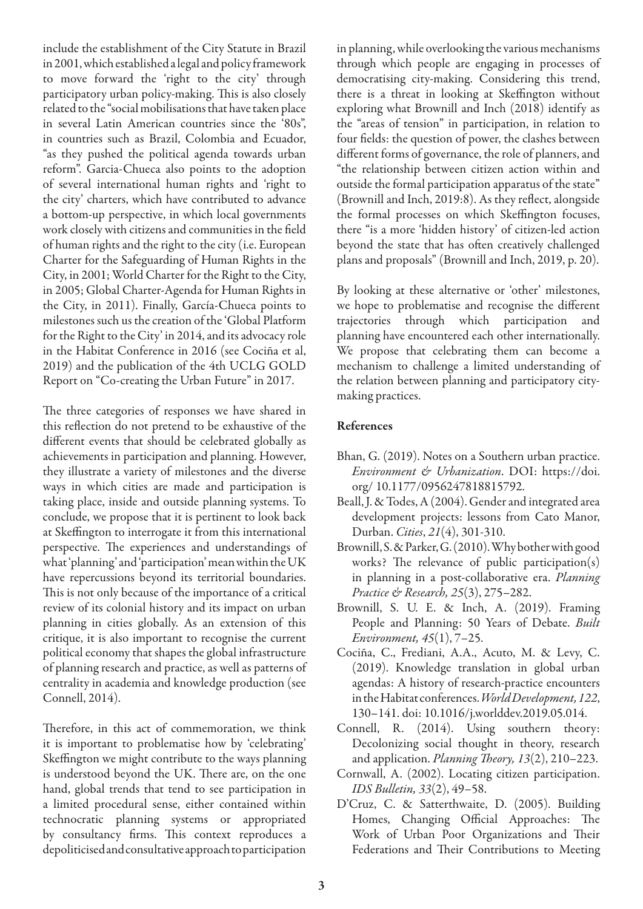include the establishment of the City Statute in Brazil in 2001, which established a legal and policy framework to move forward the 'right to the city' through participatory urban policy-making. This is also closely related to the "social mobilisations that have taken place in several Latin American countries since the '80s", in countries such as Brazil, Colombia and Ecuador, "as they pushed the political agenda towards urban reform". Garcia-Chueca also points to the adoption of several international human rights and 'right to the city' charters, which have contributed to advance a bottom-up perspective, in which local governments work closely with citizens and communities in the field of human rights and the right to the city (i.e. European Charter for the Safeguarding of Human Rights in the City, in 2001; World Charter for the Right to the City, in 2005; Global Charter-Agenda for Human Rights in the City, in 2011). Finally, García-Chueca points to milestones such us the creation of the 'Global Platform for the Right to the City' in 2014, and its advocacy role in the Habitat Conference in 2016 (see Cociña et al, 2019) and the publication of the 4th UCLG GOLD Report on "Co-creating the Urban Future" in 2017.

The three categories of responses we have shared in this reflection do not pretend to be exhaustive of the different events that should be celebrated globally as achievements in participation and planning. However, they illustrate a variety of milestones and the diverse ways in which cities are made and participation is taking place, inside and outside planning systems. To conclude, we propose that it is pertinent to look back at Skeffington to interrogate it from this international perspective. The experiences and understandings of what 'planning' and 'participation' mean within the UK have repercussions beyond its territorial boundaries. This is not only because of the importance of a critical review of its colonial history and its impact on urban planning in cities globally. As an extension of this critique, it is also important to recognise the current political economy that shapes the global infrastructure of planning research and practice, as well as patterns of centrality in academia and knowledge production (see Connell, 2014).

Therefore, in this act of commemoration, we think it is important to problematise how by 'celebrating' Skeffington we might contribute to the ways planning is understood beyond the UK. There are, on the one hand, global trends that tend to see participation in a limited procedural sense, either contained within technocratic planning systems or appropriated by consultancy firms. This context reproduces a depoliticised and consultative approach to participation in planning, while overlooking the various mechanisms through which people are engaging in processes of democratising city-making. Considering this trend, there is a threat in looking at Skeffington without exploring what Brownill and Inch (2018) identify as the "areas of tension" in participation, in relation to four fields: the question of power, the clashes between different forms of governance, the role of planners, and "the relationship between citizen action within and outside the formal participation apparatus of the state" (Brownill and Inch, 2019:8). As they reflect, alongside the formal processes on which Skeffington focuses, there "is a more 'hidden history' of citizen-led action beyond the state that has often creatively challenged plans and proposals" (Brownill and Inch, 2019, p. 20).

By looking at these alternative or 'other' milestones, we hope to problematise and recognise the different trajectories through which participation and planning have encountered each other internationally. We propose that celebrating them can become a mechanism to challenge a limited understanding of the relation between planning and participatory city-making practices.

**References**

- Bhan, G. (2019). Notes on a Southern urban practice. *Environment & Urbanization*. DOI: https://doi.org/ 10.1177/0956247818815792.
- Beall, J. & Todes, A (2004). Gender and integrated area development projects: lessons from Cato Manor, Durban. *Cities*, *21*(4), 301-310.
- Brownill, S. & Parker, G. (2010). Why bother with good works? The relevance of public participation(s) in planning in a post-collaborative era. *Planning Practice & Research, 25*(3), 275–282.
- Brownill, S. U. E. & Inch, A. (2019). Framing People and Planning: 50 Years of Debate. *Built Environment, 45*(1), 7–25.
- Cociña, C., Frediani, A.A., Acuto, M. & Levy, C. (2019). Knowledge translation in global urban agendas: A history of research-practice encounters in the Habitat conferences. *World Development, 122*, 130–141. doi: 10.1016/j.worlddev.2019.05.014.
- Connell, R. (2014). Using southern theory: Decolonizing social thought in theory, research and application. *Planning Theory, 13*(2), 210–223.
- Cornwall, A. (2002). Locating citizen participation. *IDS Bulletin, 33*(2), 49–58.
- D'Cruz, C. & Satterthwaite, D. (2005). Building Homes, Changing Official Approaches: The Work of Urban Poor Organizations and Their Federations and Their Contributions to Meeting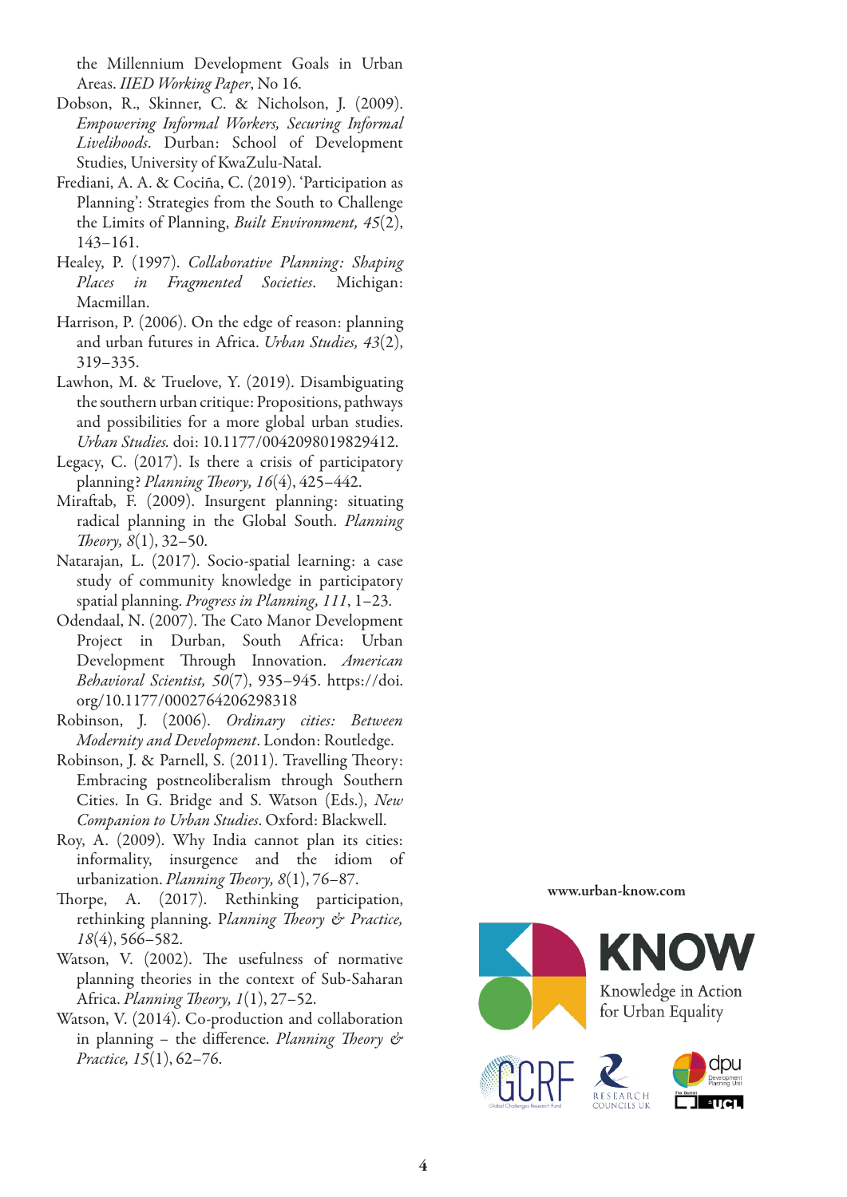the Millennium Development Goals in Urban Areas. *IIED Working Paper*, No 16.

Dobson, R., Skinner, C. & Nicholson, J. (2009). *Empowering Informal Workers, Securing Informal Livelihoods*. Durban: School of Development Studies, University of KwaZulu-Natal.

Frediani, A. A. & Cociña, C. (2019). 'Participation as Planning': Strategies from the South to Challenge the Limits of Planning, *Built Environment, 45*(2), 143–161.

Healey, P. (1997). *Collaborative Planning: Shaping Places in Fragmented Societies*. Michigan: Macmillan.

Harrison, P. (2006). On the edge of reason: planning and urban futures in Africa. *Urban Studies, 43*(2), 319–335.

Lawhon, M. & Truelove, Y. (2019). Disambiguating the southern urban critique: Propositions, pathways and possibilities for a more global urban studies. *Urban Studies*. doi: 10.1177/0042098019829412.

Legacy, C. (2017). Is there a crisis of participatory planning? *Planning Theory, 16*(4), 425–442.

Miraftab, F. (2009). Insurgent planning: situating radical planning in the Global South. *Planning Theory, 8*(1), 32–50.

Natarajan, L. (2017). Socio-spatial learning: a case study of community knowledge in participatory spatial planning. *Progress in Planning, 111*, 1–23.

Odendaal, N. (2007). The Cato Manor Development Project in Durban, South Africa: Urban Development Through Innovation. *American Behavioral Scientist, 50*(7), 935–945. https://doi.org/10.1177/0002764206298318

Robinson, J. (2006). *Ordinary cities: Between Modernity and Development*. London: Routledge.

Robinson, J. & Parnell, S. (2011). Travelling Theory: Embracing postneoliberalism through Southern Cities. In G. Bridge and S. Watson (Eds.), *New Companion to Urban Studies*. Oxford: Blackwell.

Roy, A. (2009). Why India cannot plan its cities: informality, insurgence and the idiom of urbanization. *Planning Theory, 8*(1), 76–87.

Thorpe, A. (2017). Rethinking participation, rethinking planning. P*lanning Theory & Practice, 18*(4), 566–582.

Watson, V. (2002). The usefulness of normative planning theories in the context of Sub-Saharan Africa. *Planning Theory, 1*(1), 27–52.

Watson, V. (2014). Co-production and collaboration in planning – the difference. *Planning Theory & Practice, 15*(1), 62–76.

**www.urban-know.com**

KNOW
Knowledge in Action for Urban Equality

GCRF Global Challenges Research Fund

RESEARCH COUNCILS UK

dpu Development Planning Unit

The Bartlett UCL